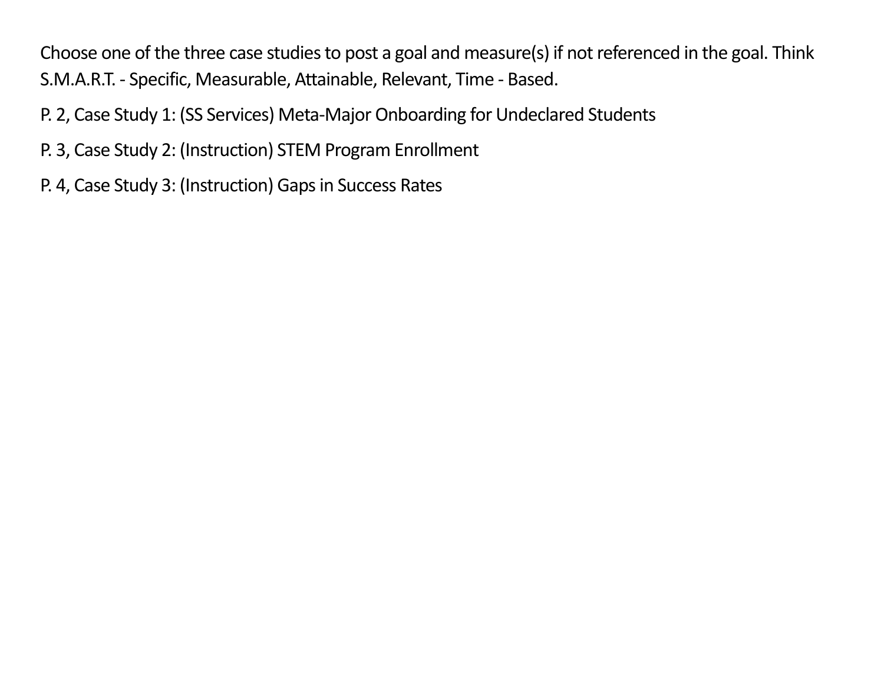Choose one of the three case studies to post a goal and measure(s) if not referenced in the goal. Think S.M.A.R.T. - Specific, Measurable, Attainable, Relevant, Time - Based.

P. 2, Case Study 1: (SS Services) Meta-Major Onboarding for Undeclared Students

P. 3, Case Study 2: (Instruction) STEM Program Enrollment

P. 4, Case Study 3: (Instruction) Gaps in Success Rates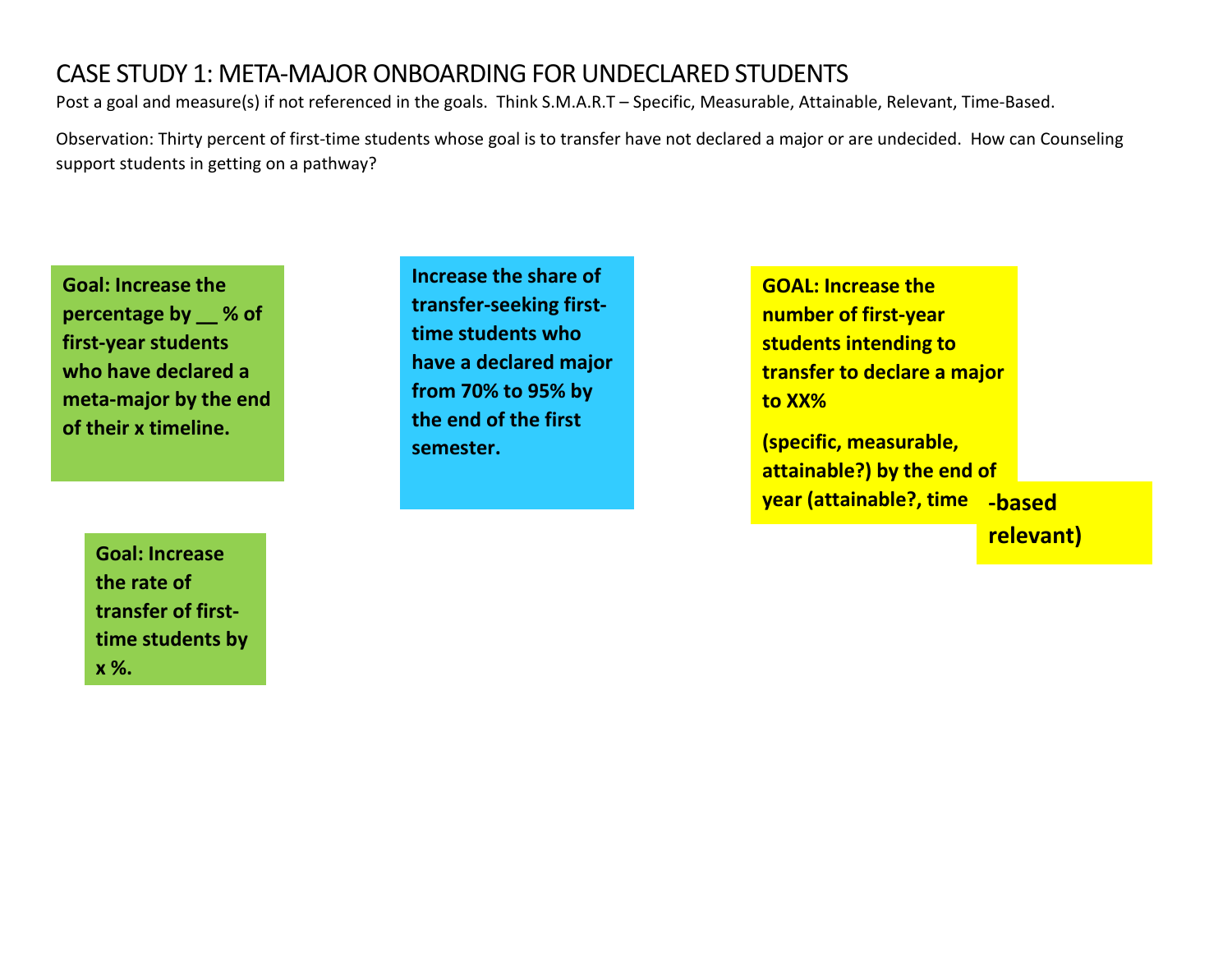# CASE STUDY 1: META-MAJOR ONBOARDING FOR UNDECLARED STUDENTS

Post a goal and measure(s) if not referenced in the goals. Think S.M.A.R.T – Specific, Measurable, Attainable, Relevant, Time-Based.

Observation: Thirty percent of first-time students whose goal is to transfer have not declared a major or are undecided. How can Counseling support students in getting on a pathway?

**Goal: Increase the percentage by __ % of first-year students who have declared a meta-major by the end of their x timeline.**

**Increase the share of transfer-seeking first-time students who have a declared major from 70% to 95% by the end of the first semester.**

**GOAL: Increase the number of first-year students intending to transfer to declare a major to XX%**

**(specific, measurable, attainable?) by the end of year (attainable?, time -based relevant)**

**Goal: Increase the rate of transfer of first-time students by x %.**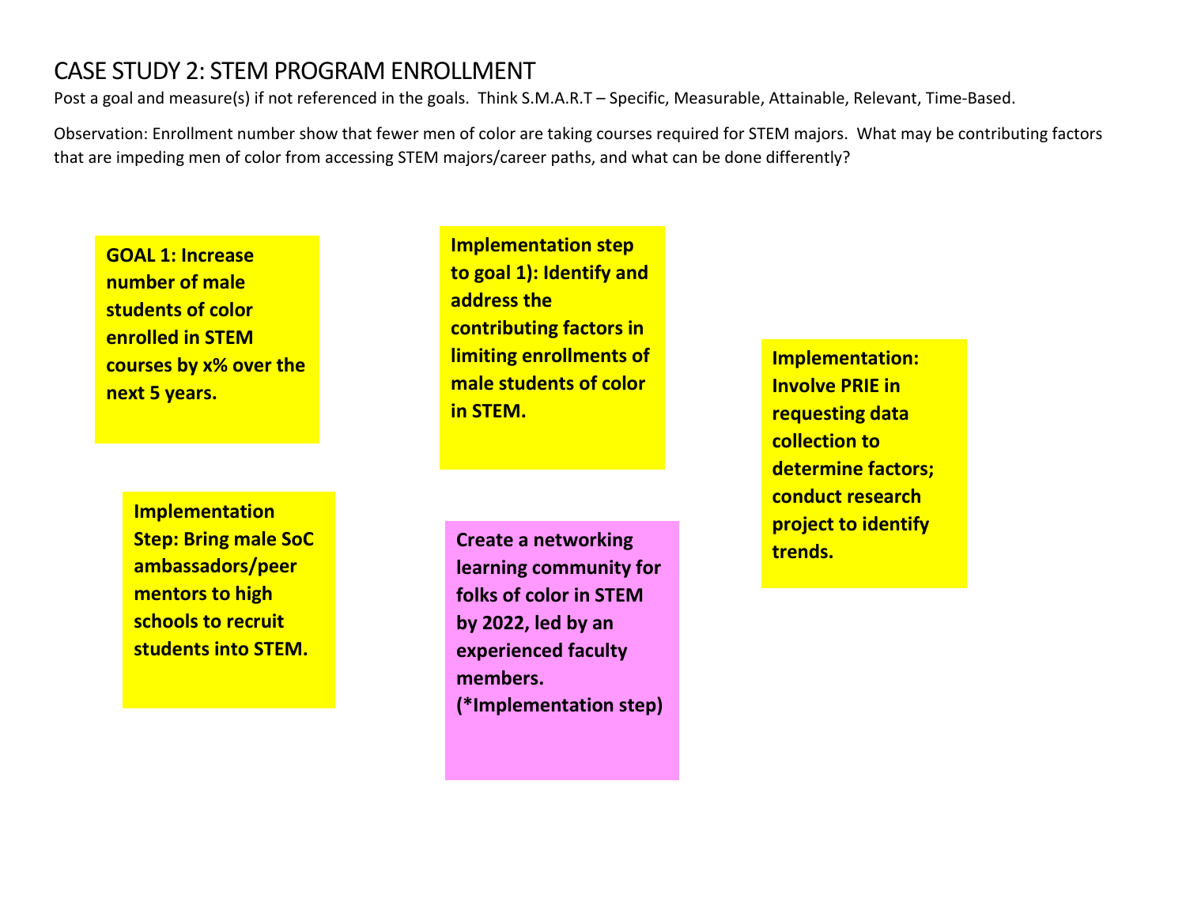# CASE STUDY 2: STEM PROGRAM ENROLLMENT

Post a goal and measure(s) if not referenced in the goals. Think S.M.A.R.T – Specific, Measurable, Attainable, Relevant, Time-Based.

Observation: Enrollment number show that fewer men of color are taking courses required for STEM majors. What may be contributing factors that are impeding men of color from accessing STEM majors/career paths, and what can be done differently?

**GOAL 1: Increase number of male students of color enrolled in STEM courses by x% over the next 5 years.**

**Implementation step to goal 1): Identify and address the contributing factors in limiting enrollments of male students of color in STEM.**

**Implementation: Involve PRIE in requesting data collection to determine factors; conduct research project to identify trends.**

**Implementation Step: Bring male SoC ambassadors/peer mentors to high schools to recruit students into STEM.**

**Create a networking learning community for folks of color in STEM by 2022, led by an experienced faculty members. (*Implementation step)**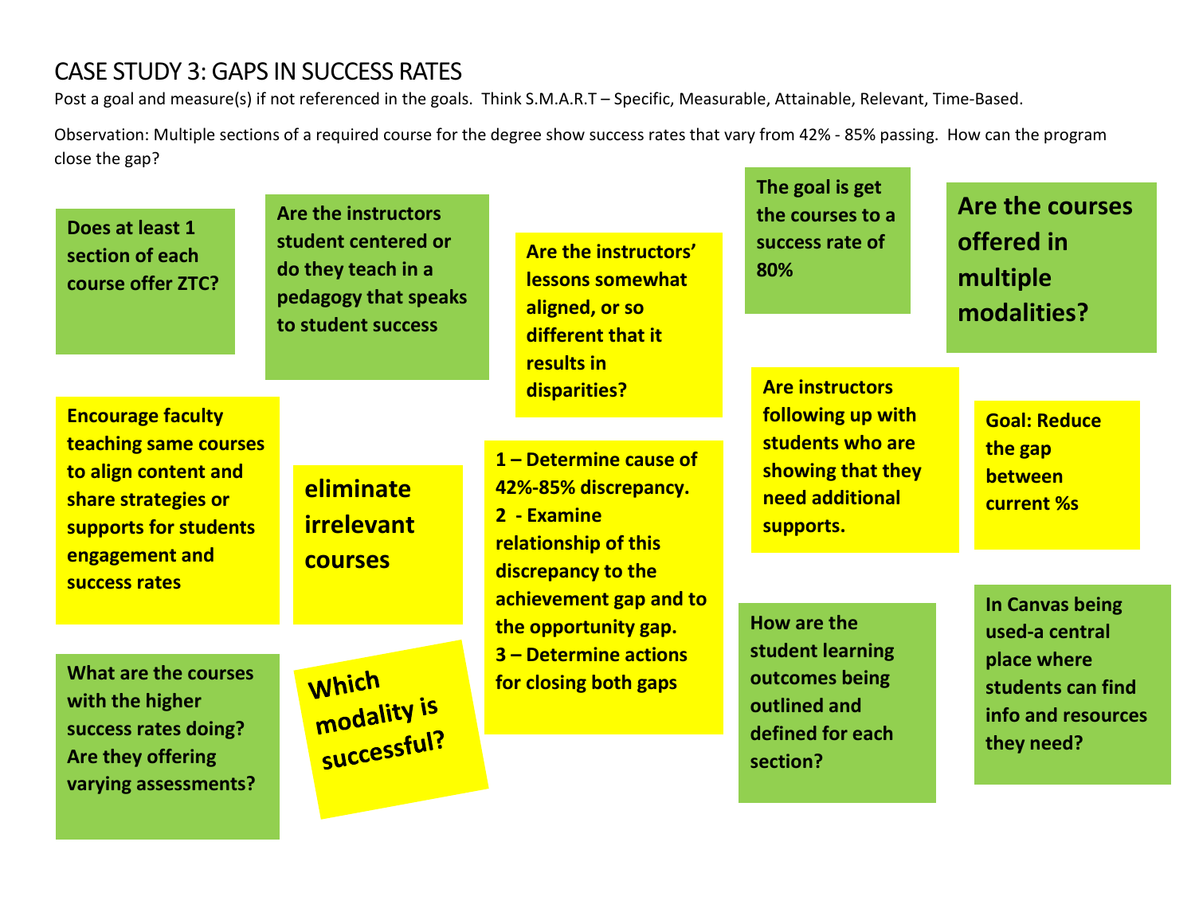# CASE STUDY 3: GAPS IN SUCCESS RATES

Post a goal and measure(s) if not referenced in the goals. Think S.M.A.R.T – Specific, Measurable, Attainable, Relevant, Time-Based.

Observation: Multiple sections of a required course for the degree show success rates that vary from 42% - 85% passing. How can the program close the gap?

**Does at least 1 section of each course offer ZTC?**

**Are the instructors student centered or do they teach in a pedagogy that speaks to student success**

**Are the instructors' lessons somewhat aligned, or so different that it results in disparities?**

**The goal is get the courses to a success rate of 80%**

**Are the courses offered in multiple modalities?**

**Encourage faculty teaching same courses to align content and share strategies or supports for students engagement and success rates**

**eliminate irrelevant courses**

**1 – Determine cause of 42%-85% discrepancy.**
**2 - Examine relationship of this discrepancy to the achievement gap and to the opportunity gap.**
**3 – Determine actions for closing both gaps**

**Are instructors following up with students who are showing that they need additional supports.**

**Goal: Reduce the gap between current %s**

**What are the courses with the higher success rates doing? Are they offering varying assessments?**

**Which modality is successful?**

**How are the student learning outcomes being outlined and defined for each section?**

**In Canvas being used-a central place where students can find info and resources they need?**